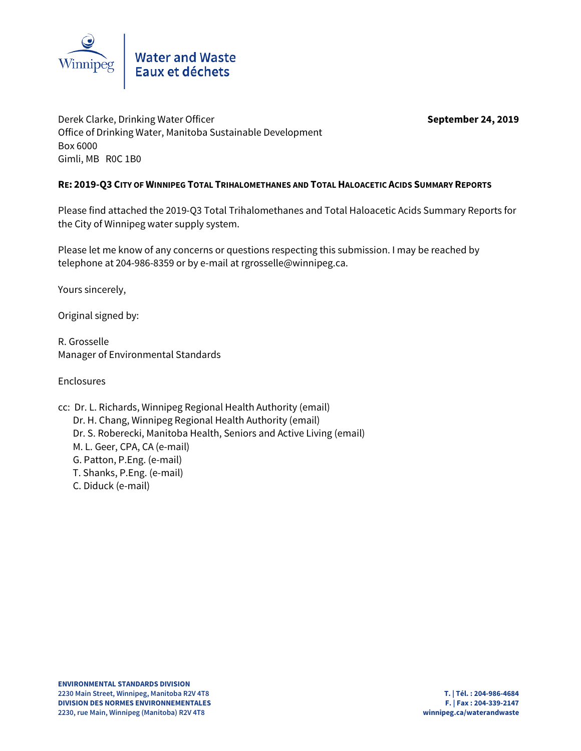Water and Waste
Eaux et déchets

Derek Clarke, Drinking Water Officer
Office of Drinking Water, Manitoba Sustainable Development
Box 6000
Gimli, MB R0C 1B0

**September 24, 2019**

**RE: 2019-Q3 CITY OF WINNIPEG TOTAL TRIHALOMETHANES AND TOTAL HALOACETIC ACIDS SUMMARY REPORTS**

Please find attached the 2019-Q3 Total Trihalomethanes and Total Haloacetic Acids Summary Reports for the City of Winnipeg water supply system.

Please let me know of any concerns or questions respecting this submission. I may be reached by telephone at 204-986-8359 or by e-mail at rgrosselle@winnipeg.ca.

Yours sincerely,

Original signed by:

R. Grosselle
Manager of Environmental Standards

Enclosures

cc: Dr. L. Richards, Winnipeg Regional Health Authority (email)
Dr. H. Chang, Winnipeg Regional Health Authority (email)
Dr. S. Roberecki, Manitoba Health, Seniors and Active Living (email)
M. L. Geer, CPA, CA (e-mail)
G. Patton, P.Eng. (e-mail)
T. Shanks, P.Eng. (e-mail)
C. Diduck (e-mail)

**ENVIRONMENTAL STANDARDS DIVISION**
**2230 Main Street, Winnipeg, Manitoba R2V 4T8**
**DIVISION DES NORMES ENVIRONNEMENTALES**
**2230, rue Main, Winnipeg (Manitoba) R2V 4T8**

**T. | Tél. : 204-986-4684**
**F. | Fax : 204-339-2147**
**winnipeg.ca/waterandwaste**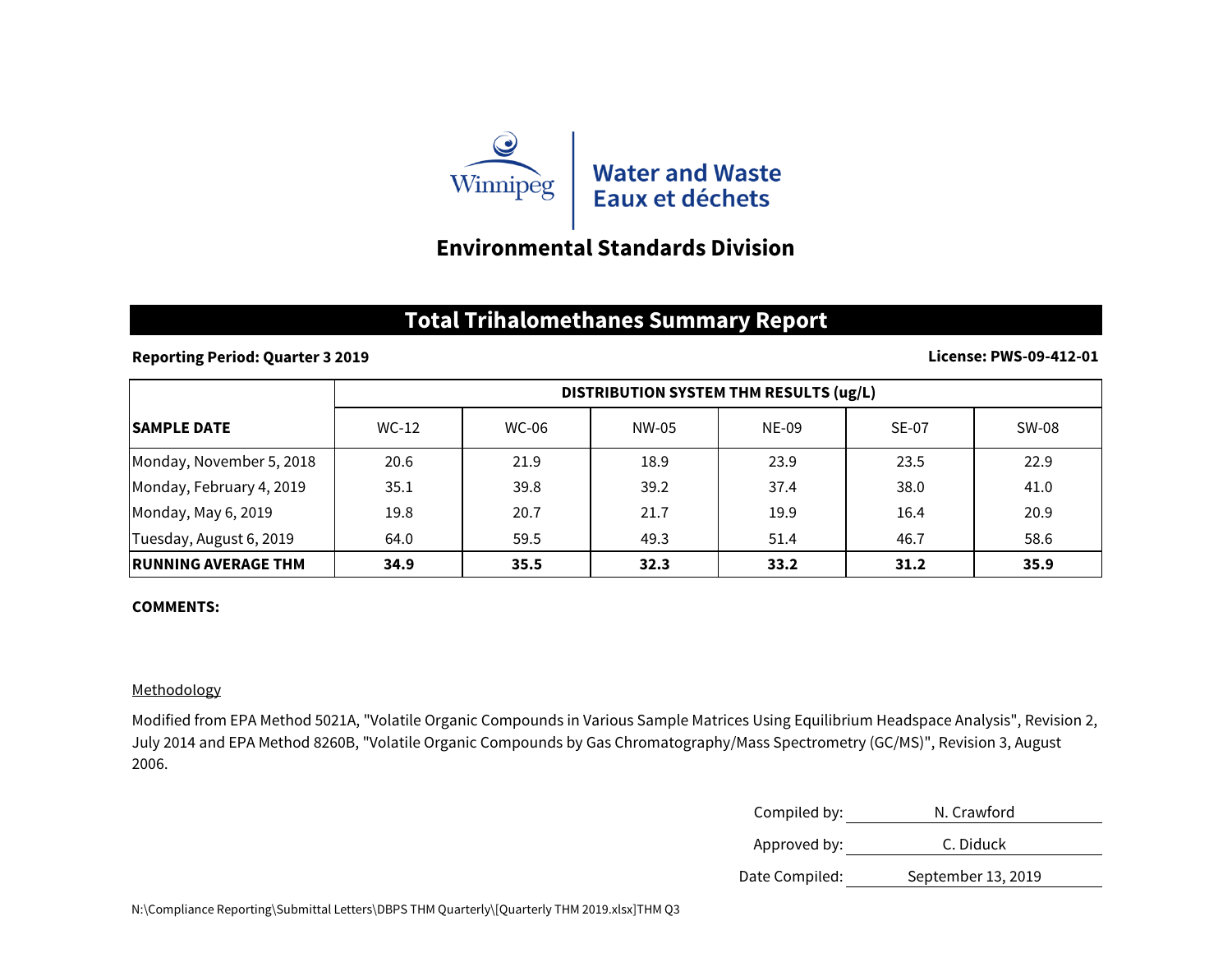Winnipeg

Water and Waste
Eaux et déchets

## Environmental Standards Division

# Total Trihalomethanes Summary Report

**Reporting Period: Quarter 3 2019** **License: PWS-09-412-01**

| SAMPLE DATE | DISTRIBUTION SYSTEM THM RESULTS (ug/L) | | | | | |
|---|---|---|---|---|---|---|
| | WC-12 | WC-06 | NW-05 | NE-09 | SE-07 | SW-08 |
| Monday, November 5, 2018 | 20.6 | 21.9 | 18.9 | 23.9 | 23.5 | 22.9 |
| Monday, February 4, 2019 | 35.1 | 39.8 | 39.2 | 37.4 | 38.0 | 41.0 |
| Monday, May 6, 2019 | 19.8 | 20.7 | 21.7 | 19.9 | 16.4 | 20.9 |
| Tuesday, August 6, 2019 | 64.0 | 59.5 | 49.3 | 51.4 | 46.7 | 58.6 |
| **RUNNING AVERAGE THM** | **34.9** | **35.5** | **32.3** | **33.2** | **31.2** | **35.9** |

**COMMENTS:**

Methodology

Modified from EPA Method 5021A, "Volatile Organic Compounds in Various Sample Matrices Using Equilibrium Headspace Analysis", Revision 2, July 2014 and EPA Method 8260B, "Volatile Organic Compounds by Gas Chromatography/Mass Spectrometry (GC/MS)", Revision 3, August 2006.

Compiled by: N. Crawford

Approved by: C. Diduck

Date Compiled: September 13, 2019

N:\Compliance Reporting\Submittal Letters\DBPS THM Quarterly\[Quarterly THM 2019.xlsx]THM Q3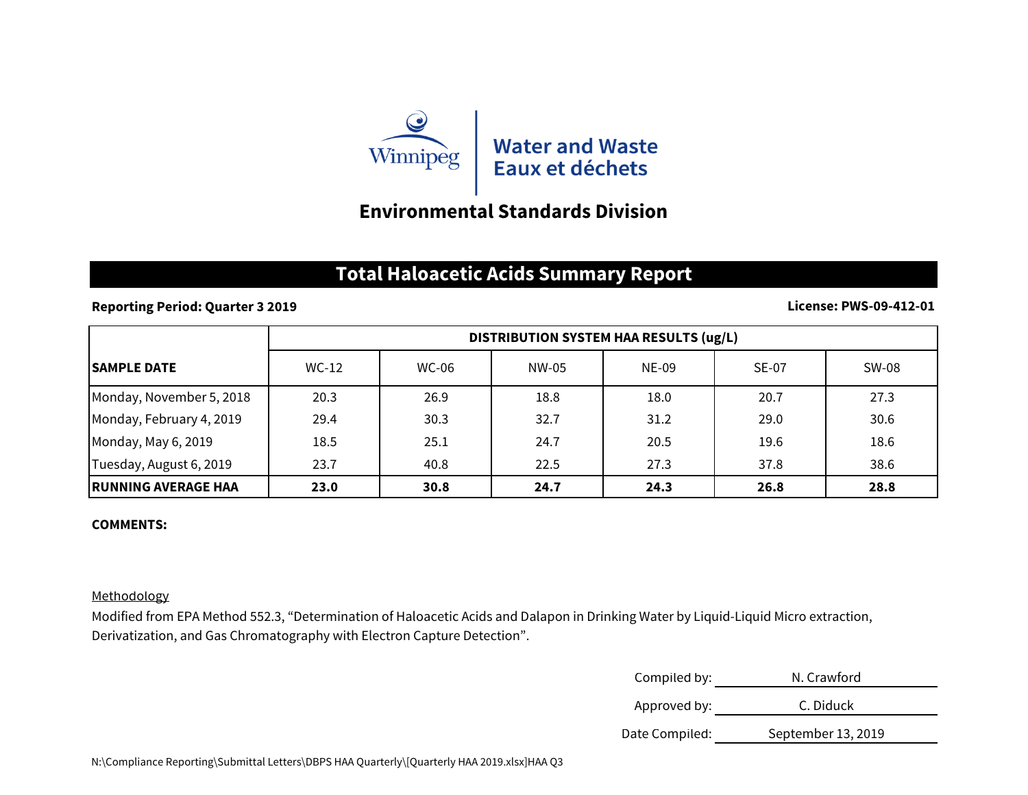Winnipeg | Water and Waste
Eaux et déchets

## Environmental Standards Division

# Total Haloacetic Acids Summary Report

**Reporting Period: Quarter 3 2019** **License: PWS-09-412-01**

| **SAMPLE DATE** | **DISTRIBUTION SYSTEM HAA RESULTS (ug/L)** | | | | | |
|---|---|---|---|---|---|---|
| | WC-12 | WC-06 | NW-05 | NE-09 | SE-07 | SW-08 |
| Monday, November 5, 2018 | 20.3 | 26.9 | 18.8 | 18.0 | 20.7 | 27.3 |
| Monday, February 4, 2019 | 29.4 | 30.3 | 32.7 | 31.2 | 29.0 | 30.6 |
| Monday, May 6, 2019 | 18.5 | 25.1 | 24.7 | 20.5 | 19.6 | 18.6 |
| Tuesday, August 6, 2019 | 23.7 | 40.8 | 22.5 | 27.3 | 37.8 | 38.6 |
| **RUNNING AVERAGE HAA** | **23.0** | **30.8** | **24.7** | **24.3** | **26.8** | **28.8** |

**COMMENTS:**

Methodology

Modified from EPA Method 552.3, "Determination of Haloacetic Acids and Dalapon in Drinking Water by Liquid-Liquid Micro extraction, Derivatization, and Gas Chromatography with Electron Capture Detection".

Compiled by: N. Crawford

Approved by: C. Diduck

Date Compiled: September 13, 2019

N:\Compliance Reporting\Submittal Letters\DBPS HAA Quarterly\[Quarterly HAA 2019.xlsx]HAA Q3